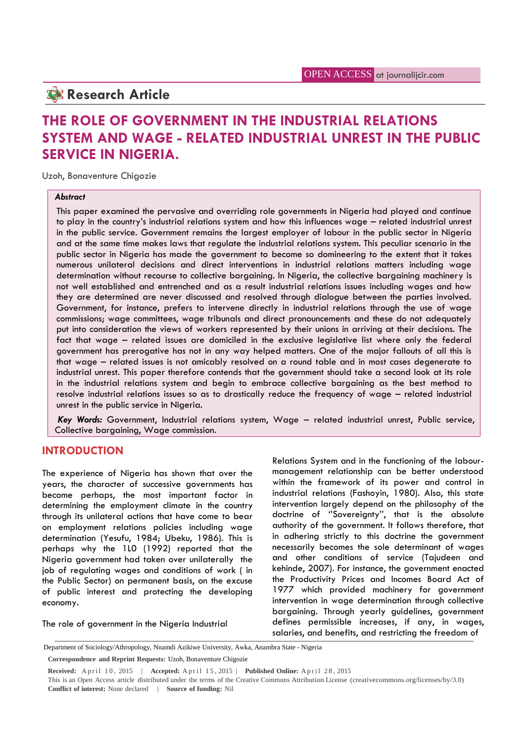OPEN ACCESS at journalijcir.com

## Research Article

# THE ROLE OF GOVERNMENT IN THE INDUSTRIAL RELATIONS SYSTEM AND WAGE - RELATED INDUSTRIAL UNREST IN THE PUBLIC SERVICE IN NIGERIA.

Uzoh, Bonaventure Chigozie

***Abstract***

This paper examined the pervasive and overriding role governments in Nigeria had played and continue to play in the country's industrial relations system and how this influences wage – related industrial unrest in the public service. Government remains the largest employer of labour in the public sector in Nigeria and at the same time makes laws that regulate the industrial relations system. This peculiar scenario in the public sector in Nigeria has made the government to become so domineering to the extent that it takes numerous unilateral decisions and direct interventions in industrial relations matters including wage determination without recourse to collective bargaining. In Nigeria, the collective bargaining machinery is not well established and entrenched and as a result industrial relations issues including wages and how they are determined are never discussed and resolved through dialogue between the parties involved. Government, for instance, prefers to intervene directly in industrial relations through the use of wage commissions; wage committees, wage tribunals and direct pronouncements and these do not adequately put into consideration the views of workers represented by their unions in arriving at their decisions. The fact that wage – related issues are domiciled in the exclusive legislative list where only the federal government has prerogative has not in any way helped matters. One of the major fallouts of all this is that wage – related issues is not amicably resolved on a round table and in most cases degenerate to industrial unrest. This paper therefore contends that the government should take a second look at its role in the industrial relations system and begin to embrace collective bargaining as the best method to resolve industrial relations issues so as to drastically reduce the frequency of wage – related industrial unrest in the public service in Nigeria.

***Key Words:*** Government, Industrial relations system, Wage – related industrial unrest, Public service, Collective bargaining, Wage commission.

## INTRODUCTION

The experience of Nigeria has shown that over the years, the character of successive governments has become perhaps, the most important factor in determining the employment climate in the country through its unilateral actions that have come to bear on employment relations policies including wage determination (Yesufu, 1984; Ubeku, 1986). This is perhaps why the 1L0 (1992) reported that the Nigeria government had taken over unilaterally the job of regulating wages and conditions of work ( in the Public Sector) on permanent basis, on the excuse of public interest and protecting the developing economy.

The role of government in the Nigeria Industrial Relations System and in the functioning of the labour-management relationship can be better understood within the framework of its power and control in industrial relations (Fashoyin, 1980). Also, this state intervention largely depend on the philosophy of the doctrine of ''Sovereignty'', that is the absolute authority of the government. It follows therefore, that in adhering strictly to this doctrine the government necessarily becomes the sole determinant of wages and other conditions of service (Tajudeen and kehinde, 2007). For instance, the government enacted the Productivity Prices and Incomes Board Act of 1977 which provided machinery for government intervention in wage determination through collective bargaining. Through yearly guidelines, government defines permissible increases, if any, in wages, salaries, and benefits, and restricting the freedom of

Department of Sociology/Athropology, Nnamdi Azikiwe University, Awka, Anambra State - Nigeria

**Correspondence and Reprint Requests:** Uzoh, Bonaventure Chigozie

**Received:** April 10, 2015 | **Accepted:** April 15, 2015 | **Published Online:** April 28, 2015

This is an Open Access article distributed under the terms of the Creative Commons Attribution License (creativecommons.org/licenses/by/3.0)

**Conflict of interest:** None declared | **Source of funding:** Nil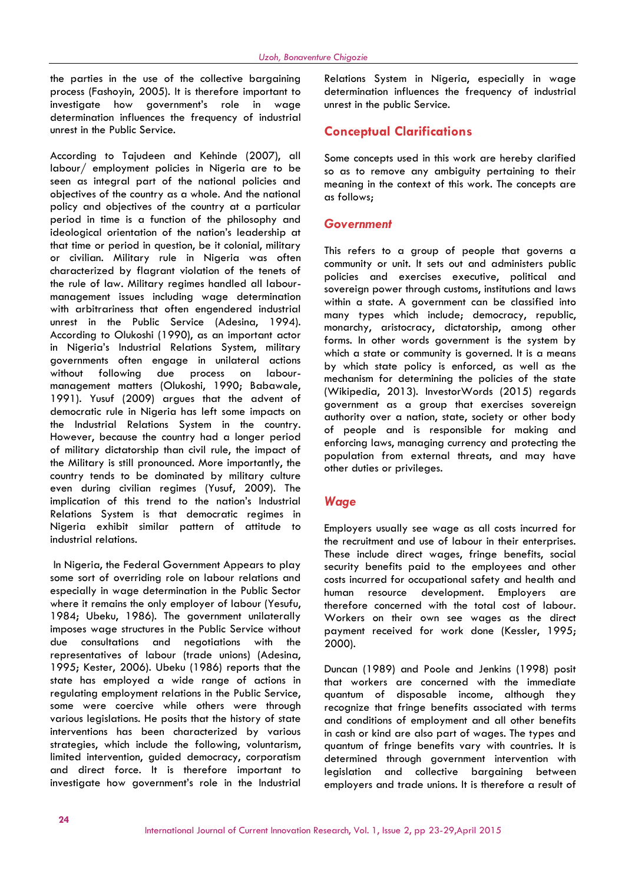the parties in the use of the collective bargaining process (Fashoyin, 2005). It is therefore important to investigate how government's role in wage determination influences the frequency of industrial unrest in the Public Service.

According to Tajudeen and Kehinde (2007), all labour/ employment policies in Nigeria are to be seen as integral part of the national policies and objectives of the country as a whole. And the national policy and objectives of the country at a particular period in time is a function of the philosophy and ideological orientation of the nation's leadership at that time or period in question, be it colonial, military or civilian. Military rule in Nigeria was often characterized by flagrant violation of the tenets of the rule of law. Military regimes handled all labour-management issues including wage determination with arbitrariness that often engendered industrial unrest in the Public Service (Adesina, 1994). According to Olukoshi (1990), as an important actor in Nigeria's Industrial Relations System, military governments often engage in unilateral actions without following due process on labour-management matters (Olukoshi, 1990; Babawale, 1991). Yusuf (2009) argues that the advent of democratic rule in Nigeria has left some impacts on the Industrial Relations System in the country. However, because the country had a longer period of military dictatorship than civil rule, the impact of the Military is still pronounced. More importantly, the country tends to be dominated by military culture even during civilian regimes (Yusuf, 2009). The implication of this trend to the nation's Industrial Relations System is that democratic regimes in Nigeria exhibit similar pattern of attitude to industrial relations.

In Nigeria, the Federal Government Appears to play some sort of overriding role on labour relations and especially in wage determination in the Public Sector where it remains the only employer of labour (Yesufu, 1984; Ubeku, 1986). The government unilaterally imposes wage structures in the Public Service without due consultations and negotiations with the representatives of labour (trade unions) (Adesina, 1995; Kester, 2006). Ubeku (1986) reports that the state has employed a wide range of actions in regulating employment relations in the Public Service, some were coercive while others were through various legislations. He posits that the history of state interventions has been characterized by various strategies, which include the following, voluntarism, limited intervention, guided democracy, corporatism and direct force. It is therefore important to investigate how government's role in the Industrial Relations System in Nigeria, especially in wage determination influences the frequency of industrial unrest in the public Service.

## Conceptual Clarifications

Some concepts used in this work are hereby clarified so as to remove any ambiguity pertaining to their meaning in the context of this work. The concepts are as follows;

### *Government*

This refers to a group of people that governs a community or unit. It sets out and administers public policies and exercises executive, political and sovereign power through customs, institutions and laws within a state. A government can be classified into many types which include; democracy, republic, monarchy, aristocracy, dictatorship, among other forms. In other words government is the system by which a state or community is governed. It is a means by which state policy is enforced, as well as the mechanism for determining the policies of the state (Wikipedia, 2013). InvestorWords (2015) regards government as a group that exercises sovereign authority over a nation, state, society or other body of people and is responsible for making and enforcing laws, managing currency and protecting the population from external threats, and may have other duties or privileges.

### *Wage*

Employers usually see wage as all costs incurred for the recruitment and use of labour in their enterprises. These include direct wages, fringe benefits, social security benefits paid to the employees and other costs incurred for occupational safety and health and human resource development. Employers are therefore concerned with the total cost of labour. Workers on their own see wages as the direct payment received for work done (Kessler, 1995; 2000).

Duncan (1989) and Poole and Jenkins (1998) posit that workers are concerned with the immediate quantum of disposable income, although they recognize that fringe benefits associated with terms and conditions of employment and all other benefits in cash or kind are also part of wages. The types and quantum of fringe benefits vary with countries. It is determined through government intervention with legislation and collective bargaining between employers and trade unions. It is therefore a result of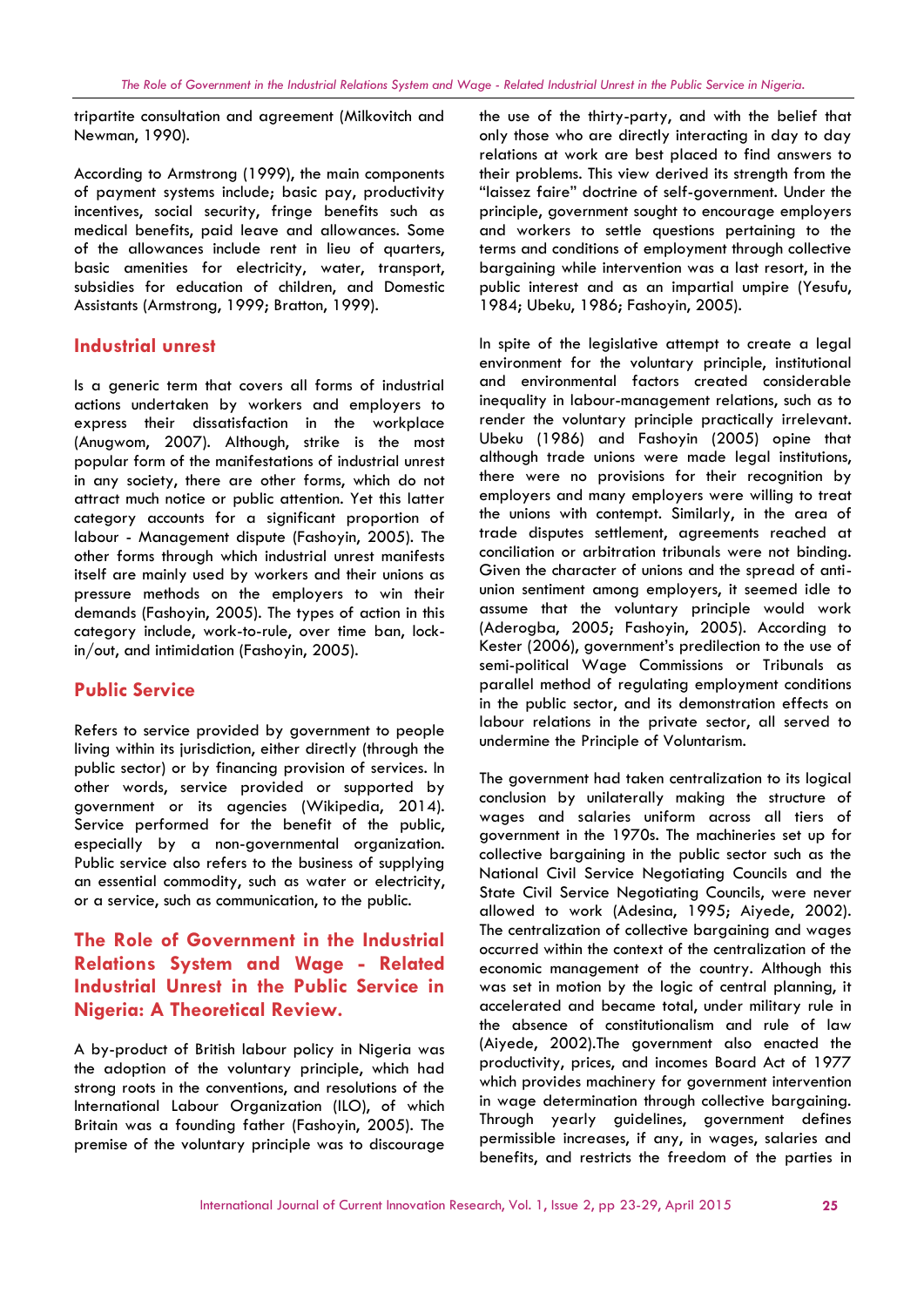tripartite consultation and agreement (Milkovitch and Newman, 1990).

According to Armstrong (1999), the main components of payment systems include; basic pay, productivity incentives, social security, fringe benefits such as medical benefits, paid leave and allowances. Some of the allowances include rent in lieu of quarters, basic amenities for electricity, water, transport, subsidies for education of children, and Domestic Assistants (Armstrong, 1999; Bratton, 1999).

## Industrial unrest

Is a generic term that covers all forms of industrial actions undertaken by workers and employers to express their dissatisfaction in the workplace (Anugwom, 2007). Although, strike is the most popular form of the manifestations of industrial unrest in any society, there are other forms, which do not attract much notice or public attention. Yet this latter category accounts for a significant proportion of labour - Management dispute (Fashoyin, 2005). The other forms through which industrial unrest manifests itself are mainly used by workers and their unions as pressure methods on the employers to win their demands (Fashoyin, 2005). The types of action in this category include, work-to-rule, over time ban, lock-in/out, and intimidation (Fashoyin, 2005).

## Public Service

Refers to service provided by government to people living within its jurisdiction, either directly (through the public sector) or by financing provision of services. In other words, service provided or supported by government or its agencies (Wikipedia, 2014). Service performed for the benefit of the public, especially by a non-governmental organization. Public service also refers to the business of supplying an essential commodity, such as water or electricity, or a service, such as communication, to the public.

## The Role of Government in the Industrial Relations System and Wage - Related Industrial Unrest in the Public Service in Nigeria: A Theoretical Review.

A by-product of British labour policy in Nigeria was the adoption of the voluntary principle, which had strong roots in the conventions, and resolutions of the International Labour Organization (ILO), of which Britain was a founding father (Fashoyin, 2005). The premise of the voluntary principle was to discourage the use of the thirty-party, and with the belief that only those who are directly interacting in day to day relations at work are best placed to find answers to their problems. This view derived its strength from the "laissez faire" doctrine of self-government. Under the principle, government sought to encourage employers and workers to settle questions pertaining to the terms and conditions of employment through collective bargaining while intervention was a last resort, in the public interest and as an impartial umpire (Yesufu, 1984; Ubeku, 1986; Fashoyin, 2005).

In spite of the legislative attempt to create a legal environment for the voluntary principle, institutional and environmental factors created considerable inequality in labour-management relations, such as to render the voluntary principle practically irrelevant. Ubeku (1986) and Fashoyin (2005) opine that although trade unions were made legal institutions, there were no provisions for their recognition by employers and many employers were willing to treat the unions with contempt. Similarly, in the area of trade disputes settlement, agreements reached at conciliation or arbitration tribunals were not binding. Given the character of unions and the spread of anti-union sentiment among employers, it seemed idle to assume that the voluntary principle would work (Aderogba, 2005; Fashoyin, 2005). According to Kester (2006), government's predilection to the use of semi-political Wage Commissions or Tribunals as parallel method of regulating employment conditions in the public sector, and its demonstration effects on labour relations in the private sector, all served to undermine the Principle of Voluntarism.

The government had taken centralization to its logical conclusion by unilaterally making the structure of wages and salaries uniform across all tiers of government in the 1970s. The machineries set up for collective bargaining in the public sector such as the National Civil Service Negotiating Councils and the State Civil Service Negotiating Councils, were never allowed to work (Adesina, 1995; Aiyede, 2002). The centralization of collective bargaining and wages occurred within the context of the centralization of the economic management of the country. Although this was set in motion by the logic of central planning, it accelerated and became total, under military rule in the absence of constitutionalism and rule of law (Aiyede, 2002).The government also enacted the productivity, prices, and incomes Board Act of 1977 which provides machinery for government intervention in wage determination through collective bargaining. Through yearly guidelines, government defines permissible increases, if any, in wages, salaries and benefits, and restricts the freedom of the parties in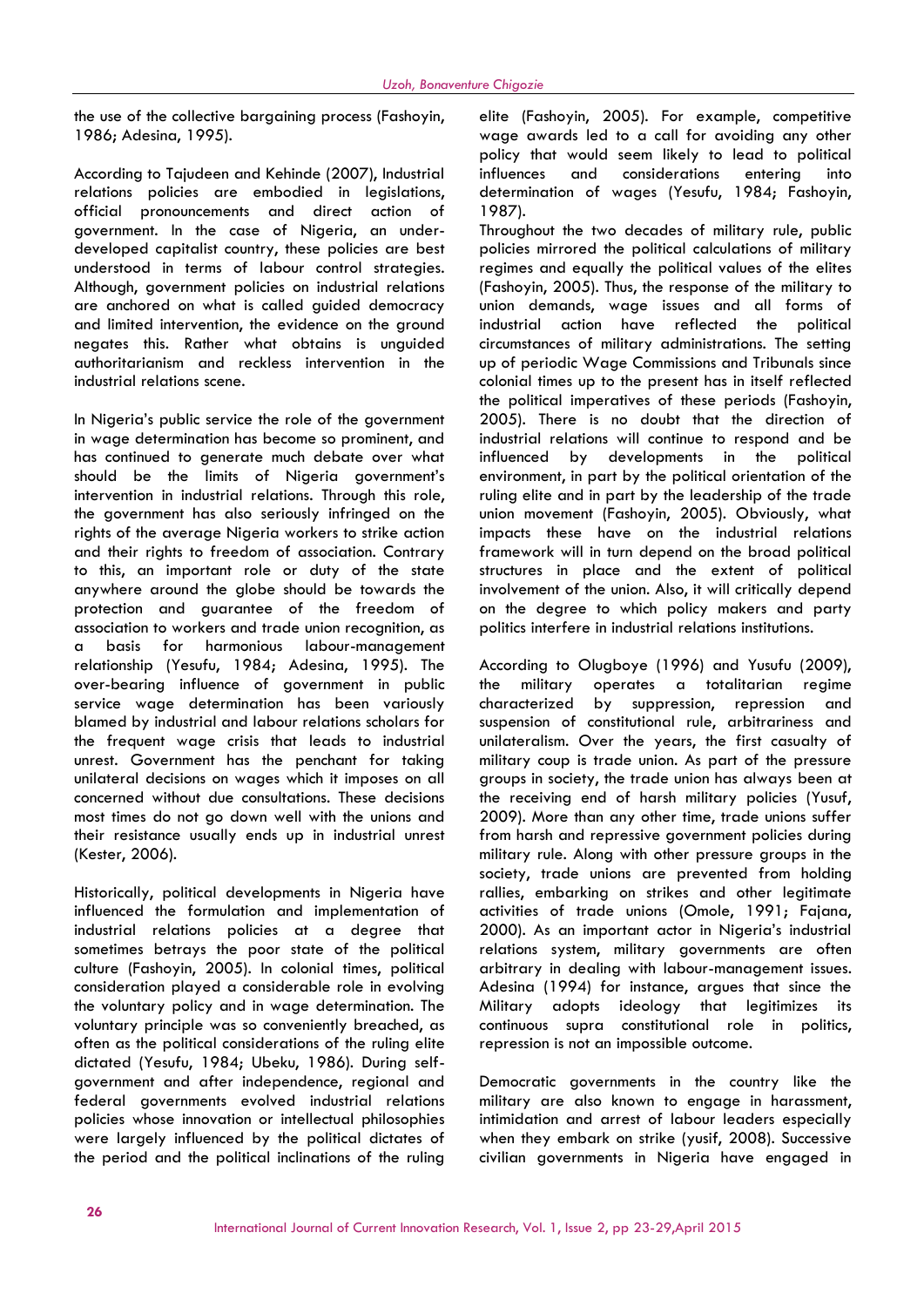the use of the collective bargaining process (Fashoyin, 1986; Adesina, 1995).

According to Tajudeen and Kehinde (2007), Industrial relations policies are embodied in legislations, official pronouncements and direct action of government. In the case of Nigeria, an under-developed capitalist country, these policies are best understood in terms of labour control strategies. Although, government policies on industrial relations are anchored on what is called guided democracy and limited intervention, the evidence on the ground negates this. Rather what obtains is unguided authoritarianism and reckless intervention in the industrial relations scene.

In Nigeria's public service the role of the government in wage determination has become so prominent, and has continued to generate much debate over what should be the limits of Nigeria government's intervention in industrial relations. Through this role, the government has also seriously infringed on the rights of the average Nigeria workers to strike action and their rights to freedom of association. Contrary to this, an important role or duty of the state anywhere around the globe should be towards the protection and guarantee of the freedom of association to workers and trade union recognition, as a basis for harmonious labour-management relationship (Yesufu, 1984; Adesina, 1995). The over-bearing influence of government in public service wage determination has been variously blamed by industrial and labour relations scholars for the frequent wage crisis that leads to industrial unrest. Government has the penchant for taking unilateral decisions on wages which it imposes on all concerned without due consultations. These decisions most times do not go down well with the unions and their resistance usually ends up in industrial unrest (Kester, 2006).

Historically, political developments in Nigeria have influenced the formulation and implementation of industrial relations policies at a degree that sometimes betrays the poor state of the political culture (Fashoyin, 2005). In colonial times, political consideration played a considerable role in evolving the voluntary policy and in wage determination. The voluntary principle was so conveniently breached, as often as the political considerations of the ruling elite dictated (Yesufu, 1984; Ubeku, 1986). During self-government and after independence, regional and federal governments evolved industrial relations policies whose innovation or intellectual philosophies were largely influenced by the political dictates of the period and the political inclinations of the ruling elite (Fashoyin, 2005). For example, competitive wage awards led to a call for avoiding any other policy that would seem likely to lead to political influences and considerations entering into determination of wages (Yesufu, 1984; Fashoyin, 1987).

Throughout the two decades of military rule, public policies mirrored the political calculations of military regimes and equally the political values of the elites (Fashoyin, 2005). Thus, the response of the military to union demands, wage issues and all forms of industrial action have reflected the political circumstances of military administrations. The setting up of periodic Wage Commissions and Tribunals since colonial times up to the present has in itself reflected the political imperatives of these periods (Fashoyin, 2005). There is no doubt that the direction of industrial relations will continue to respond and be influenced by developments in the political environment, in part by the political orientation of the ruling elite and in part by the leadership of the trade union movement (Fashoyin, 2005). Obviously, what impacts these have on the industrial relations framework will in turn depend on the broad political structures in place and the extent of political involvement of the union. Also, it will critically depend on the degree to which policy makers and party politics interfere in industrial relations institutions.

According to Olugboye (1996) and Yusufu (2009), the military operates a totalitarian regime characterized by suppression, repression and suspension of constitutional rule, arbitrariness and unilateralism. Over the years, the first casualty of military coup is trade union. As part of the pressure groups in society, the trade union has always been at the receiving end of harsh military policies (Yusuf, 2009). More than any other time, trade unions suffer from harsh and repressive government policies during military rule. Along with other pressure groups in the society, trade unions are prevented from holding rallies, embarking on strikes and other legitimate activities of trade unions (Omole, 1991; Fajana, 2000). As an important actor in Nigeria's industrial relations system, military governments are often arbitrary in dealing with labour-management issues. Adesina (1994) for instance, argues that since the Military adopts ideology that legitimizes its continuous supra constitutional role in politics, repression is not an impossible outcome.

Democratic governments in the country like the military are also known to engage in harassment, intimidation and arrest of labour leaders especially when they embark on strike (yusif, 2008). Successive civilian governments in Nigeria have engaged in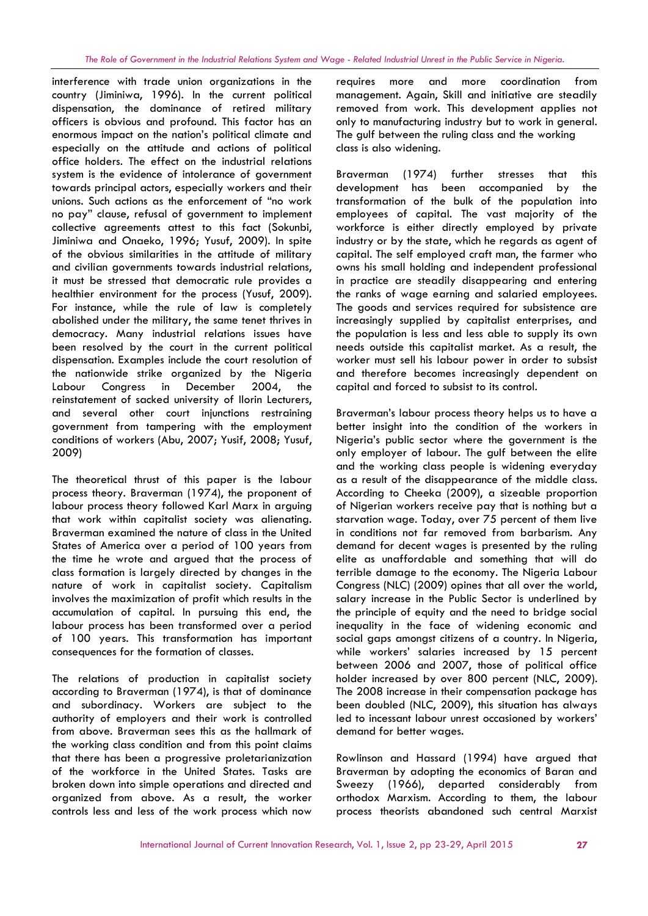interference with trade union organizations in the country (Jiminiwa, 1996). In the current political dispensation, the dominance of retired military officers is obvious and profound. This factor has an enormous impact on the nation's political climate and especially on the attitude and actions of political office holders. The effect on the industrial relations system is the evidence of intolerance of government towards principal actors, especially workers and their unions. Such actions as the enforcement of "no work no pay" clause, refusal of government to implement collective agreements attest to this fact (Sokunbi, Jiminiwa and Onaeko, 1996; Yusuf, 2009). In spite of the obvious similarities in the attitude of military and civilian governments towards industrial relations, it must be stressed that democratic rule provides a healthier environment for the process (Yusuf, 2009). For instance, while the rule of law is completely abolished under the military, the same tenet thrives in democracy. Many industrial relations issues have been resolved by the court in the current political dispensation. Examples include the court resolution of the nationwide strike organized by the Nigeria Labour Congress in December 2004, the reinstatement of sacked university of Ilorin Lecturers, and several other court injunctions restraining government from tampering with the employment conditions of workers (Abu, 2007; Yusif, 2008; Yusuf, 2009)

The theoretical thrust of this paper is the labour process theory. Braverman (1974), the proponent of labour process theory followed Karl Marx in arguing that work within capitalist society was alienating. Braverman examined the nature of class in the United States of America over a period of 100 years from the time he wrote and argued that the process of class formation is largely directed by changes in the nature of work in capitalist society. Capitalism involves the maximization of profit which results in the accumulation of capital. In pursuing this end, the labour process has been transformed over a period of 100 years. This transformation has important consequences for the formation of classes.

The relations of production in capitalist society according to Braverman (1974), is that of dominance and subordinacy. Workers are subject to the authority of employers and their work is controlled from above. Braverman sees this as the hallmark of the working class condition and from this point claims that there has been a progressive proletarianization of the workforce in the United States. Tasks are broken down into simple operations and directed and organized from above. As a result, the worker controls less and less of the work process which now requires more and more coordination from management. Again, Skill and initiative are steadily removed from work. This development applies not only to manufacturing industry but to work in general. The gulf between the ruling class and the working class is also widening.

Braverman (1974) further stresses that this development has been accompanied by the transformation of the bulk of the population into employees of capital. The vast majority of the workforce is either directly employed by private industry or by the state, which he regards as agent of capital. The self employed craft man, the farmer who owns his small holding and independent professional in practice are steadily disappearing and entering the ranks of wage earning and salaried employees. The goods and services required for subsistence are increasingly supplied by capitalist enterprises, and the population is less and less able to supply its own needs outside this capitalist market. As a result, the worker must sell his labour power in order to subsist and therefore becomes increasingly dependent on capital and forced to subsist to its control.

Braverman's labour process theory helps us to have a better insight into the condition of the workers in Nigeria's public sector where the government is the only employer of labour. The gulf between the elite and the working class people is widening everyday as a result of the disappearance of the middle class. According to Cheeka (2009), a sizeable proportion of Nigerian workers receive pay that is nothing but a starvation wage. Today, over 75 percent of them live in conditions not far removed from barbarism. Any demand for decent wages is presented by the ruling elite as unaffordable and something that will do terrible damage to the economy. The Nigeria Labour Congress (NLC) (2009) opines that all over the world, salary increase in the Public Sector is underlined by the principle of equity and the need to bridge social inequality in the face of widening economic and social gaps amongst citizens of a country. In Nigeria, while workers' salaries increased by 15 percent between 2006 and 2007, those of political office holder increased by over 800 percent (NLC, 2009). The 2008 increase in their compensation package has been doubled (NLC, 2009), this situation has always led to incessant labour unrest occasioned by workers' demand for better wages.

Rowlinson and Hassard (1994) have argued that Braverman by adopting the economics of Baran and Sweezy (1966), departed considerably from orthodox Marxism. According to them, the labour process theorists abandoned such central Marxist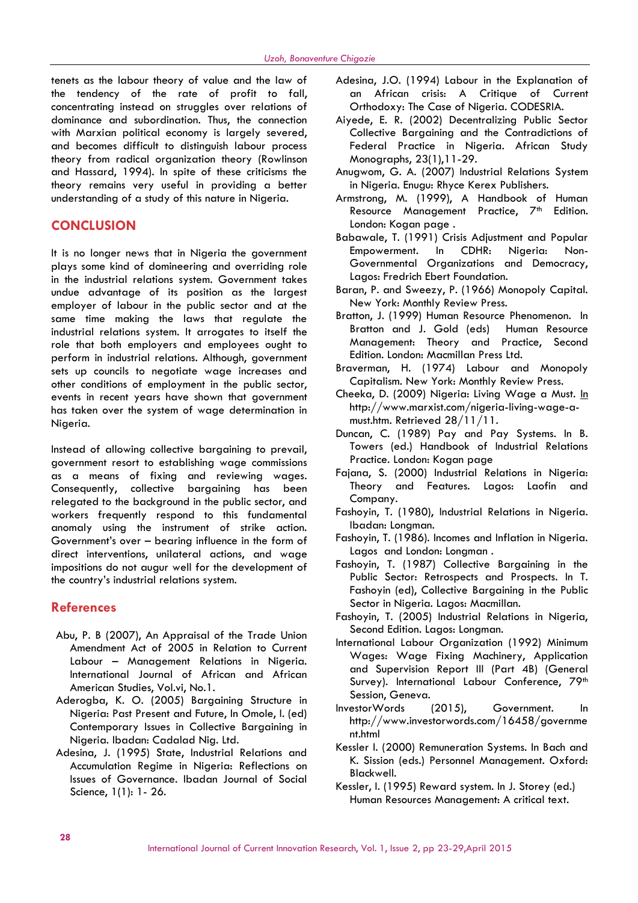tenets as the labour theory of value and the law of the tendency of the rate of profit to fall, concentrating instead on struggles over relations of dominance and subordination. Thus, the connection with Marxian political economy is largely severed, and becomes difficult to distinguish labour process theory from radical organization theory (Rowlinson and Hassard, 1994). In spite of these criticisms the theory remains very useful in providing a better understanding of a study of this nature in Nigeria.

## CONCLUSION

It is no longer news that in Nigeria the government plays some kind of domineering and overriding role in the industrial relations system. Government takes undue advantage of its position as the largest employer of labour in the public sector and at the same time making the laws that regulate the industrial relations system. It arrogates to itself the role that both employers and employees ought to perform in industrial relations. Although, government sets up councils to negotiate wage increases and other conditions of employment in the public sector, events in recent years have shown that government has taken over the system of wage determination in Nigeria.

Instead of allowing collective bargaining to prevail, government resort to establishing wage commissions as a means of fixing and reviewing wages. Consequently, collective bargaining has been relegated to the background in the public sector, and workers frequently respond to this fundamental anomaly using the instrument of strike action. Government's over – bearing influence in the form of direct interventions, unilateral actions, and wage impositions do not augur well for the development of the country's industrial relations system.

## References

Abu, P. B (2007), An Appraisal of the Trade Union Amendment Act of 2005 in Relation to Current Labour – Management Relations in Nigeria. International Journal of African and African American Studies, Vol.vi, No.1.

Aderogba, K. O. (2005) Bargaining Structure in Nigeria: Past Present and Future, In Omole, I. (ed) Contemporary Issues in Collective Bargaining in Nigeria. Ibadan: Cadalad Nig. Ltd.

Adesina, J. (1995) State, Industrial Relations and Accumulation Regime in Nigeria: Reflections on Issues of Governance. Ibadan Journal of Social Science, 1(1): 1- 26.

Adesina, J.O. (1994) Labour in the Explanation of an African crisis: A Critique of Current Orthodoxy: The Case of Nigeria. CODESRIA.

Aiyede, E. R. (2002) Decentralizing Public Sector Collective Bargaining and the Contradictions of Federal Practice in Nigeria. African Study Monographs, 23(1),11-29.

Anugwom, G. A. (2007) Industrial Relations System in Nigeria. Enugu: Rhyce Kerex Publishers.

Armstrong, M. (1999), A Handbook of Human Resource Management Practice, 7th Edition. London: Kogan page .

Babawale, T. (1991) Crisis Adjustment and Popular Empowerment. In CDHR: Nigeria: Non-Governmental Organizations and Democracy, Lagos: Fredrich Ebert Foundation.

Baran, P. and Sweezy, P. (1966) Monopoly Capital. New York: Monthly Review Press.

Bratton, J. (1999) Human Resource Phenomenon. In Bratton and J. Gold (eds) Human Resource Management: Theory and Practice, Second Edition. London: Macmillan Press Ltd.

Braverman, H. (1974) Labour and Monopoly Capitalism. New York: Monthly Review Press.

Cheeka, D. (2009) Nigeria: Living Wage a Must. In http://www.marxist.com/nigeria-living-wage-a-must.htm. Retrieved 28/11/11.

Duncan, C. (1989) Pay and Pay Systems. In B. Towers (ed.) Handbook of Industrial Relations Practice. London: Kogan page

Fajana, S. (2000) Industrial Relations in Nigeria: Theory and Features. Lagos: Laofin and Company.

Fashoyin, T. (1980), Industrial Relations in Nigeria. Ibadan: Longman.

Fashoyin, T. (1986). Incomes and Inflation in Nigeria. Lagos and London: Longman .

Fashoyin, T. (1987) Collective Bargaining in the Public Sector: Retrospects and Prospects. In T. Fashoyin (ed), Collective Bargaining in the Public Sector in Nigeria. Lagos: Macmillan.

Fashoyin, T. (2005) Industrial Relations in Nigeria, Second Edition. Lagos: Longman.

International Labour Organization (1992) Minimum Wages: Wage Fixing Machinery, Application and Supervision Report III (Part 4B) (General Survey). International Labour Conference, 79th Session, Geneva.

InvestorWords (2015), Government. In http://www.investorwords.com/16458/government.html

Kessler I. (2000) Remuneration Systems. In Bach and K. Sission (eds.) Personnel Management. Oxford: Blackwell.

Kessler, I. (1995) Reward system. In J. Storey (ed.) Human Resources Management: A critical text.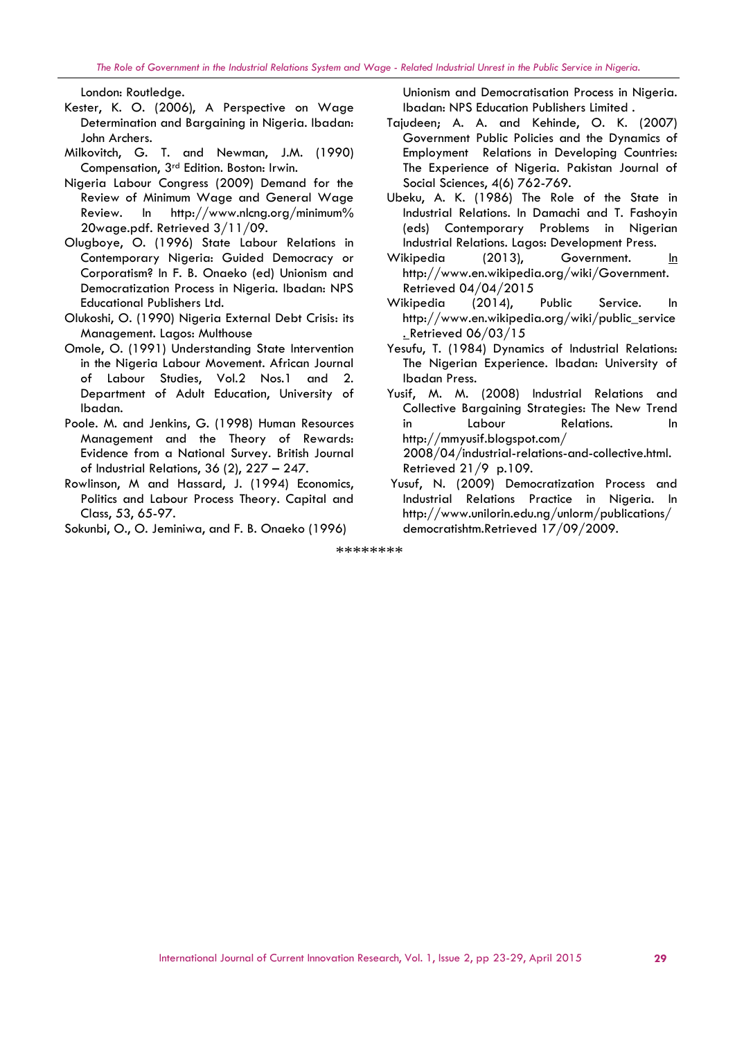London: Routledge.

Kester, K. O. (2006), A Perspective on Wage Determination and Bargaining in Nigeria. Ibadan: John Archers.

Milkovitch, G. T. and Newman, J.M. (1990) Compensation, 3rd Edition. Boston: Irwin.

Nigeria Labour Congress (2009) Demand for the Review of Minimum Wage and General Wage Review. In http://www.nlcng.org/minimum%20wage.pdf. Retrieved 3/11/09.

Olugboye, O. (1996) State Labour Relations in Contemporary Nigeria: Guided Democracy or Corporatism? In F. B. Onaeko (ed) Unionism and Democratization Process in Nigeria. Ibadan: NPS Educational Publishers Ltd.

Olukoshi, O. (1990) Nigeria External Debt Crisis: its Management. Lagos: Multhouse

Omole, O. (1991) Understanding State Intervention in the Nigeria Labour Movement. African Journal of Labour Studies, Vol.2 Nos.1 and 2. Department of Adult Education, University of Ibadan.

Poole. M. and Jenkins, G. (1998) Human Resources Management and the Theory of Rewards: Evidence from a National Survey. British Journal of Industrial Relations, 36 (2), 227 – 247.

Rowlinson, M and Hassard, J. (1994) Economics, Politics and Labour Process Theory. Capital and Class, 53, 65-97.

Sokunbi, O., O. Jeminiwa, and F. B. Onaeko (1996) Unionism and Democratisation Process in Nigeria. Ibadan: NPS Education Publishers Limited .

Tajudeen; A. A. and Kehinde, O. K. (2007) Government Public Policies and the Dynamics of Employment Relations in Developing Countries: The Experience of Nigeria. Pakistan Journal of Social Sciences, 4(6) 762-769.

Ubeku, A. K. (1986) The Role of the State in Industrial Relations. In Damachi and T. Fashoyin (eds) Contemporary Problems in Nigerian Industrial Relations. Lagos: Development Press.

Wikipedia (2013), Government. In http://www.en.wikipedia.org/wiki/Government. Retrieved 04/04/2015

Wikipedia (2014), Public Service. In http://www.en.wikipedia.org/wiki/public_service . Retrieved 06/03/15

Yesufu, T. (1984) Dynamics of Industrial Relations: The Nigerian Experience. Ibadan: University of Ibadan Press.

Yusif, M. M. (2008) Industrial Relations and Collective Bargaining Strategies: The New Trend in Labour Relations. In http://mmyusif.blogspot.com/2008/04/industrial-relations-and-collective.html. Retrieved 21/9 p.109.

Yusuf, N. (2009) Democratization Process and Industrial Relations Practice in Nigeria. In http://www.unilorin.edu.ng/unlorm/publications/democratishtm.Retrieved 17/09/2009.

********